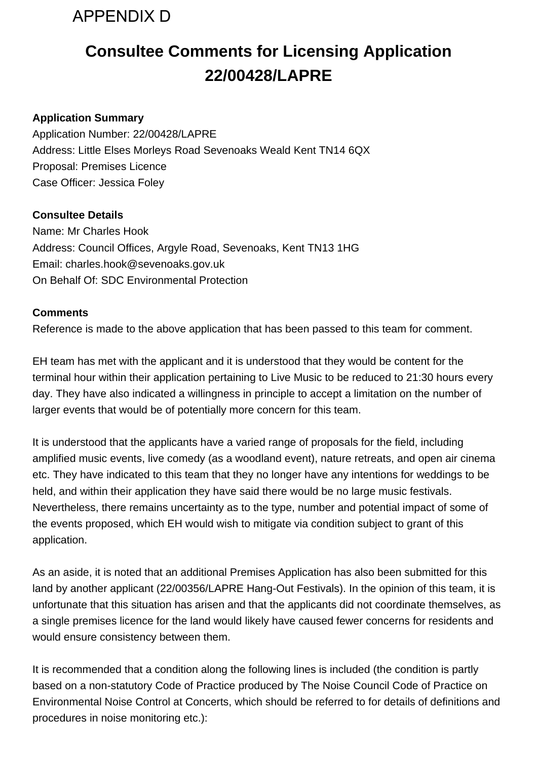APPENDIX D

# Consultee Comments for Licensing Application 22/00428/LAPRE

**Application Summary**
Application Number: 22/00428/LAPRE
Address: Little Elses Morleys Road Sevenoaks Weald Kent TN14 6QX
Proposal: Premises Licence
Case Officer: Jessica Foley

**Consultee Details**
Name: Mr Charles Hook
Address: Council Offices, Argyle Road, Sevenoaks, Kent TN13 1HG
Email: charles.hook@sevenoaks.gov.uk
On Behalf Of: SDC Environmental Protection

**Comments**
Reference is made to the above application that has been passed to this team for comment.

EH team has met with the applicant and it is understood that they would be content for the terminal hour within their application pertaining to Live Music to be reduced to 21:30 hours every day. They have also indicated a willingness in principle to accept a limitation on the number of larger events that would be of potentially more concern for this team.

It is understood that the applicants have a varied range of proposals for the field, including amplified music events, live comedy (as a woodland event), nature retreats, and open air cinema etc. They have indicated to this team that they no longer have any intentions for weddings to be held, and within their application they have said there would be no large music festivals. Nevertheless, there remains uncertainty as to the type, number and potential impact of some of the events proposed, which EH would wish to mitigate via condition subject to grant of this application.

As an aside, it is noted that an additional Premises Application has also been submitted for this land by another applicant (22/00356/LAPRE Hang-Out Festivals). In the opinion of this team, it is unfortunate that this situation has arisen and that the applicants did not coordinate themselves, as a single premises licence for the land would likely have caused fewer concerns for residents and would ensure consistency between them.

It is recommended that a condition along the following lines is included (the condition is partly based on a non-statutory Code of Practice produced by The Noise Council Code of Practice on Environmental Noise Control at Concerts, which should be referred to for details of definitions and procedures in noise monitoring etc.):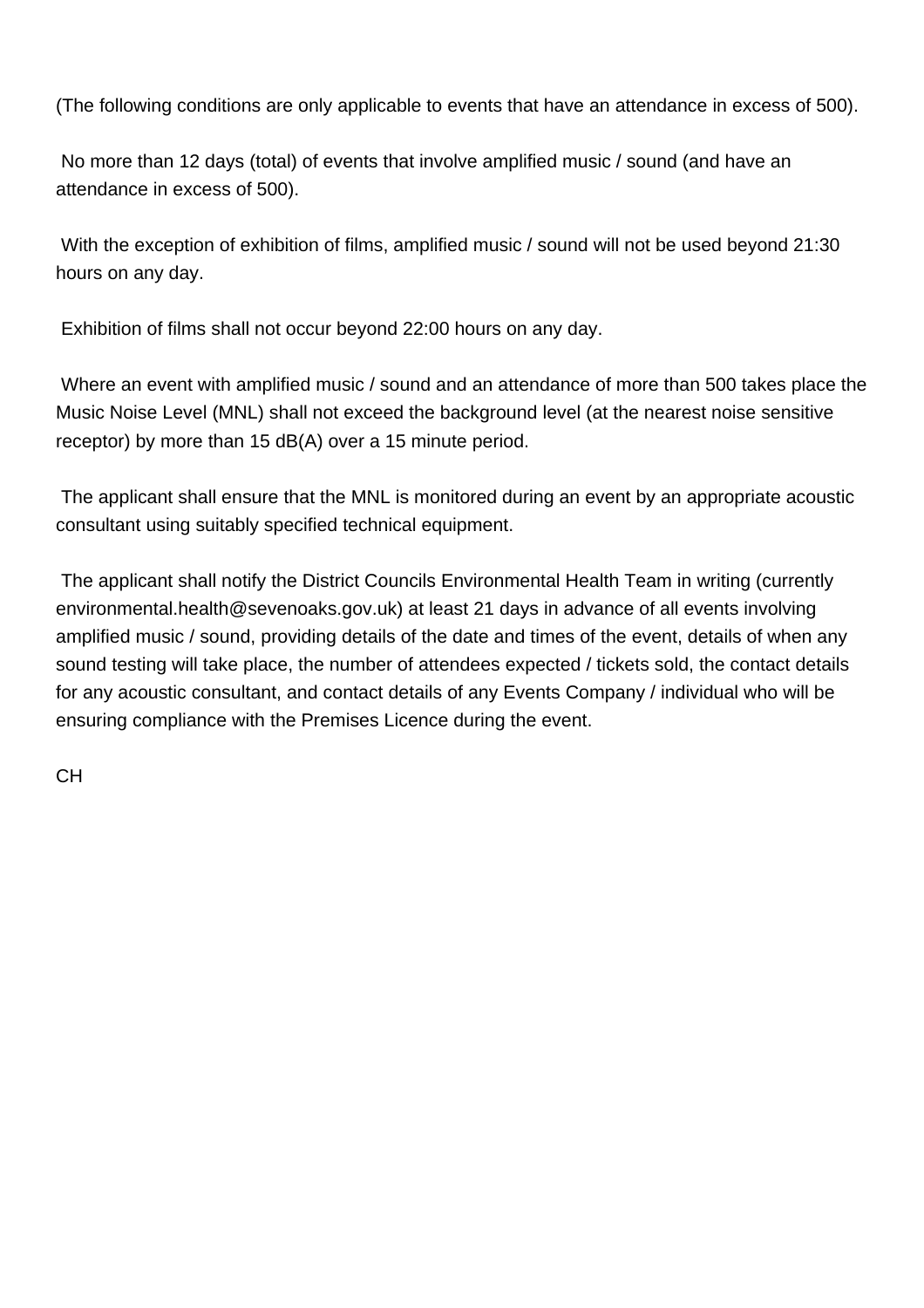(The following conditions are only applicable to events that have an attendance in excess of 500).

No more than 12 days (total) of events that involve amplified music / sound (and have an attendance in excess of 500).

With the exception of exhibition of films, amplified music / sound will not be used beyond 21:30 hours on any day.

Exhibition of films shall not occur beyond 22:00 hours on any day.

Where an event with amplified music / sound and an attendance of more than 500 takes place the Music Noise Level (MNL) shall not exceed the background level (at the nearest noise sensitive receptor) by more than 15 dB(A) over a 15 minute period.

The applicant shall ensure that the MNL is monitored during an event by an appropriate acoustic consultant using suitably specified technical equipment.

The applicant shall notify the District Councils Environmental Health Team in writing (currently environmental.health@sevenoaks.gov.uk) at least 21 days in advance of all events involving amplified music / sound, providing details of the date and times of the event, details of when any sound testing will take place, the number of attendees expected / tickets sold, the contact details for any acoustic consultant, and contact details of any Events Company / individual who will be ensuring compliance with the Premises Licence during the event.

CH